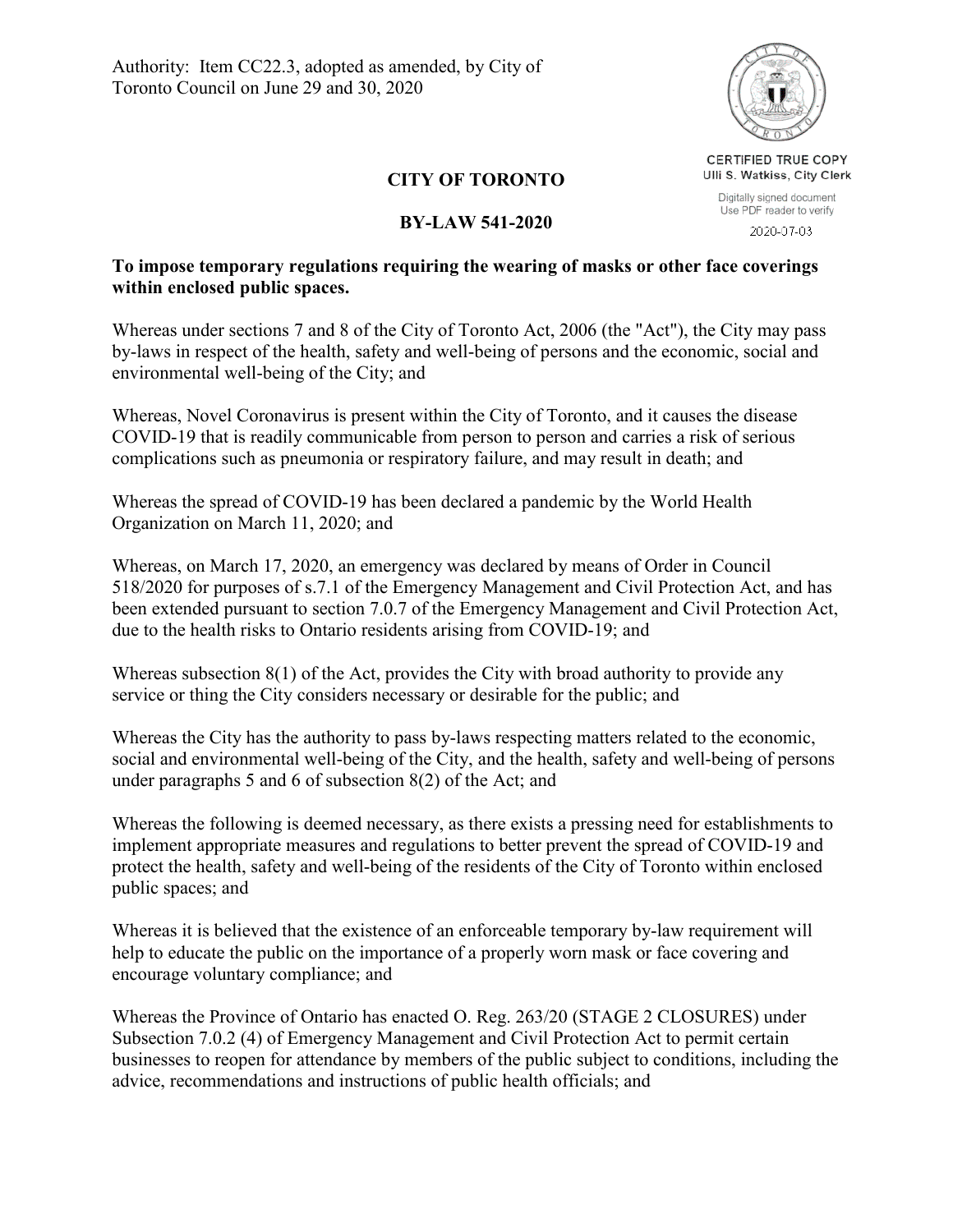Authority: Item CC22.3, adopted as amended, by City of Toronto Council on June 29 and 30, 2020

CERTIFIED TRUE COPY
Ulli S. Watkiss, City Clerk
Digitally signed document
Use PDF reader to verify
2020-07-03

# CITY OF TORONTO

# BY-LAW 541-2020

**To impose temporary regulations requiring the wearing of masks or other face coverings within enclosed public spaces.**

Whereas under sections 7 and 8 of the City of Toronto Act, 2006 (the "Act"), the City may pass by-laws in respect of the health, safety and well-being of persons and the economic, social and environmental well-being of the City; and

Whereas, Novel Coronavirus is present within the City of Toronto, and it causes the disease COVID-19 that is readily communicable from person to person and carries a risk of serious complications such as pneumonia or respiratory failure, and may result in death; and

Whereas the spread of COVID-19 has been declared a pandemic by the World Health Organization on March 11, 2020; and

Whereas, on March 17, 2020, an emergency was declared by means of Order in Council 518/2020 for purposes of s.7.1 of the Emergency Management and Civil Protection Act, and has been extended pursuant to section 7.0.7 of the Emergency Management and Civil Protection Act, due to the health risks to Ontario residents arising from COVID-19; and

Whereas subsection 8(1) of the Act, provides the City with broad authority to provide any service or thing the City considers necessary or desirable for the public; and

Whereas the City has the authority to pass by-laws respecting matters related to the economic, social and environmental well-being of the City, and the health, safety and well-being of persons under paragraphs 5 and 6 of subsection 8(2) of the Act; and

Whereas the following is deemed necessary, as there exists a pressing need for establishments to implement appropriate measures and regulations to better prevent the spread of COVID-19 and protect the health, safety and well-being of the residents of the City of Toronto within enclosed public spaces; and

Whereas it is believed that the existence of an enforceable temporary by-law requirement will help to educate the public on the importance of a properly worn mask or face covering and encourage voluntary compliance; and

Whereas the Province of Ontario has enacted O. Reg. 263/20 (STAGE 2 CLOSURES) under Subsection 7.0.2 (4) of Emergency Management and Civil Protection Act to permit certain businesses to reopen for attendance by members of the public subject to conditions, including the advice, recommendations and instructions of public health officials; and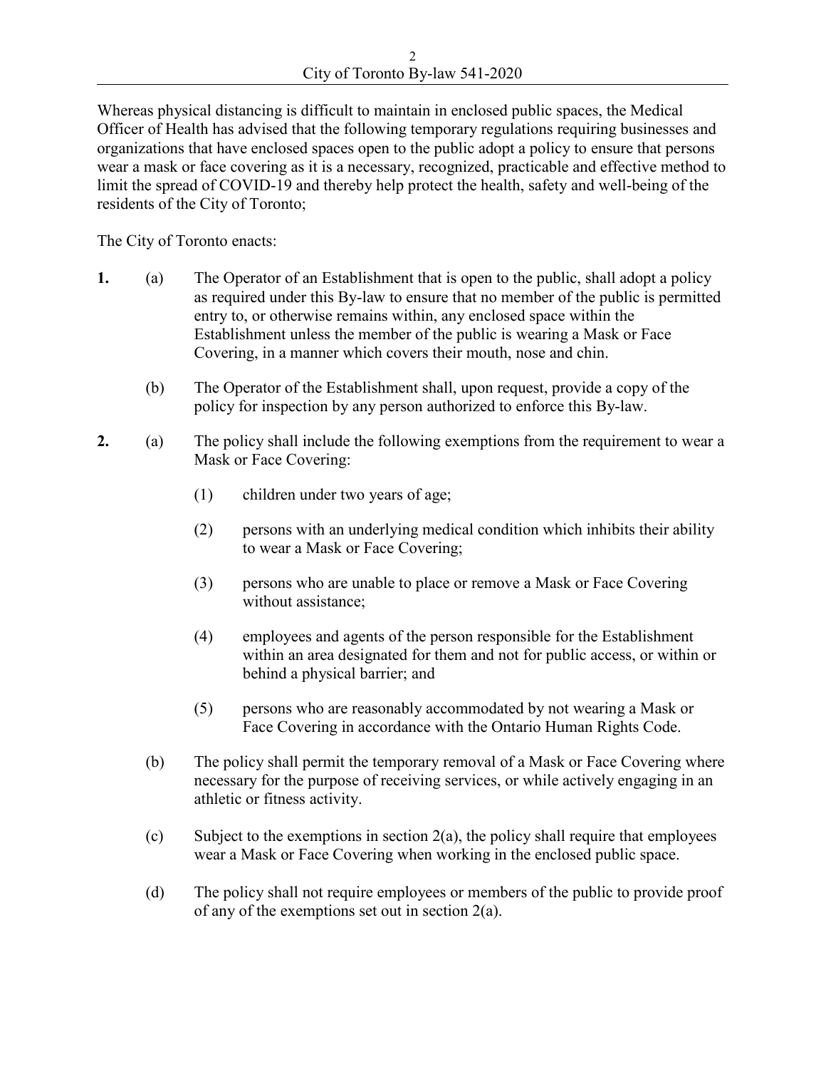Whereas physical distancing is difficult to maintain in enclosed public spaces, the Medical Officer of Health has advised that the following temporary regulations requiring businesses and organizations that have enclosed spaces open to the public adopt a policy to ensure that persons wear a mask or face covering as it is a necessary, recognized, practicable and effective method to limit the spread of COVID-19 and thereby help protect the health, safety and well-being of the residents of the City of Toronto;

The City of Toronto enacts:

**1.** (a) The Operator of an Establishment that is open to the public, shall adopt a policy as required under this By-law to ensure that no member of the public is permitted entry to, or otherwise remains within, any enclosed space within the Establishment unless the member of the public is wearing a Mask or Face Covering, in a manner which covers their mouth, nose and chin.

(b) The Operator of the Establishment shall, upon request, provide a copy of the policy for inspection by any person authorized to enforce this By-law.

**2.** (a) The policy shall include the following exemptions from the requirement to wear a Mask or Face Covering:

(1) children under two years of age;

(2) persons with an underlying medical condition which inhibits their ability to wear a Mask or Face Covering;

(3) persons who are unable to place or remove a Mask or Face Covering without assistance;

(4) employees and agents of the person responsible for the Establishment within an area designated for them and not for public access, or within or behind a physical barrier; and

(5) persons who are reasonably accommodated by not wearing a Mask or Face Covering in accordance with the Ontario Human Rights Code.

(b) The policy shall permit the temporary removal of a Mask or Face Covering where necessary for the purpose of receiving services, or while actively engaging in an athletic or fitness activity.

(c) Subject to the exemptions in section 2(a), the policy shall require that employees wear a Mask or Face Covering when working in the enclosed public space.

(d) The policy shall not require employees or members of the public to provide proof of any of the exemptions set out in section 2(a).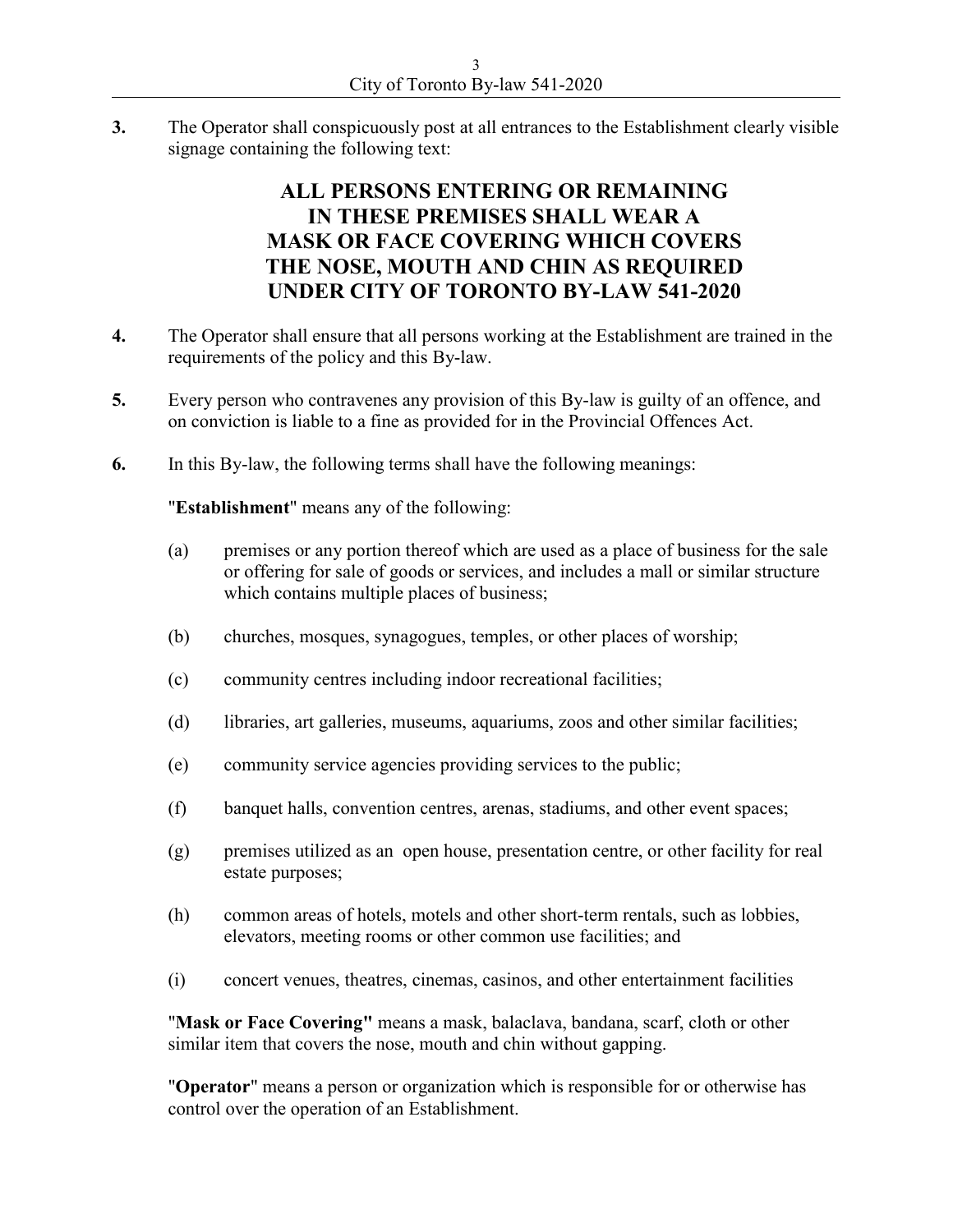**3.** The Operator shall conspicuously post at all entrances to the Establishment clearly visible signage containing the following text:

**ALL PERSONS ENTERING OR REMAINING IN THESE PREMISES SHALL WEAR A MASK OR FACE COVERING WHICH COVERS THE NOSE, MOUTH AND CHIN AS REQUIRED UNDER CITY OF TORONTO BY-LAW 541-2020**

**4.** The Operator shall ensure that all persons working at the Establishment are trained in the requirements of the policy and this By-law.

**5.** Every person who contravenes any provision of this By-law is guilty of an offence, and on conviction is liable to a fine as provided for in the Provincial Offences Act.

**6.** In this By-law, the following terms shall have the following meanings:

"**Establishment**" means any of the following:

(a) premises or any portion thereof which are used as a place of business for the sale or offering for sale of goods or services, and includes a mall or similar structure which contains multiple places of business;

(b) churches, mosques, synagogues, temples, or other places of worship;

(c) community centres including indoor recreational facilities;

(d) libraries, art galleries, museums, aquariums, zoos and other similar facilities;

(e) community service agencies providing services to the public;

(f) banquet halls, convention centres, arenas, stadiums, and other event spaces;

(g) premises utilized as an open house, presentation centre, or other facility for real estate purposes;

(h) common areas of hotels, motels and other short-term rentals, such as lobbies, elevators, meeting rooms or other common use facilities; and

(i) concert venues, theatres, cinemas, casinos, and other entertainment facilities

"**Mask or Face Covering"** means a mask, balaclava, bandana, scarf, cloth or other similar item that covers the nose, mouth and chin without gapping.

"**Operator**" means a person or organization which is responsible for or otherwise has control over the operation of an Establishment.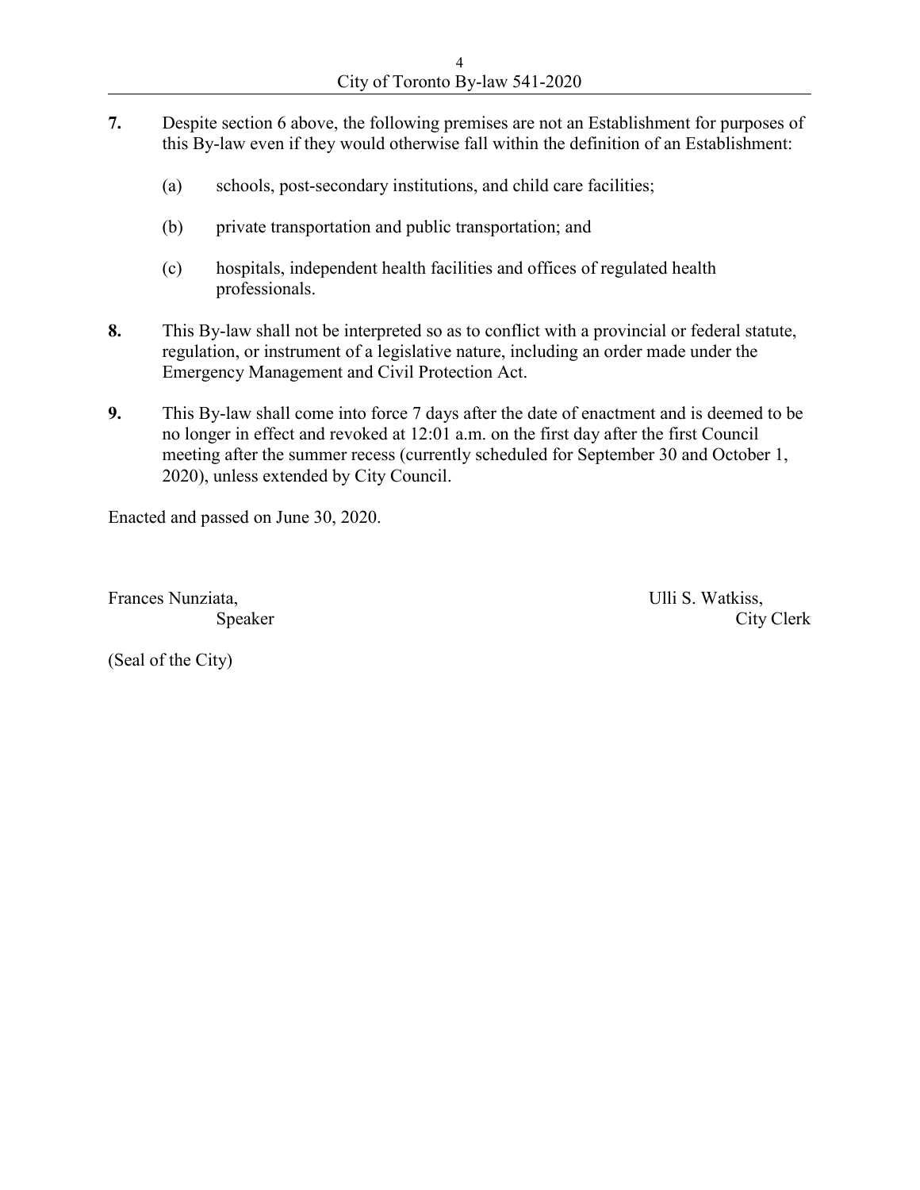**7.** Despite section 6 above, the following premises are not an Establishment for purposes of this By-law even if they would otherwise fall within the definition of an Establishment:

(a) schools, post-secondary institutions, and child care facilities;

(b) private transportation and public transportation; and

(c) hospitals, independent health facilities and offices of regulated health professionals.

**8.** This By-law shall not be interpreted so as to conflict with a provincial or federal statute, regulation, or instrument of a legislative nature, including an order made under the Emergency Management and Civil Protection Act.

**9.** This By-law shall come into force 7 days after the date of enactment and is deemed to be no longer in effect and revoked at 12:01 a.m. on the first day after the first Council meeting after the summer recess (currently scheduled for September 30 and October 1, 2020), unless extended by City Council.

Enacted and passed on June 30, 2020.

Frances Nunziata,
Speaker

Ulli S. Watkiss,
City Clerk

(Seal of the City)